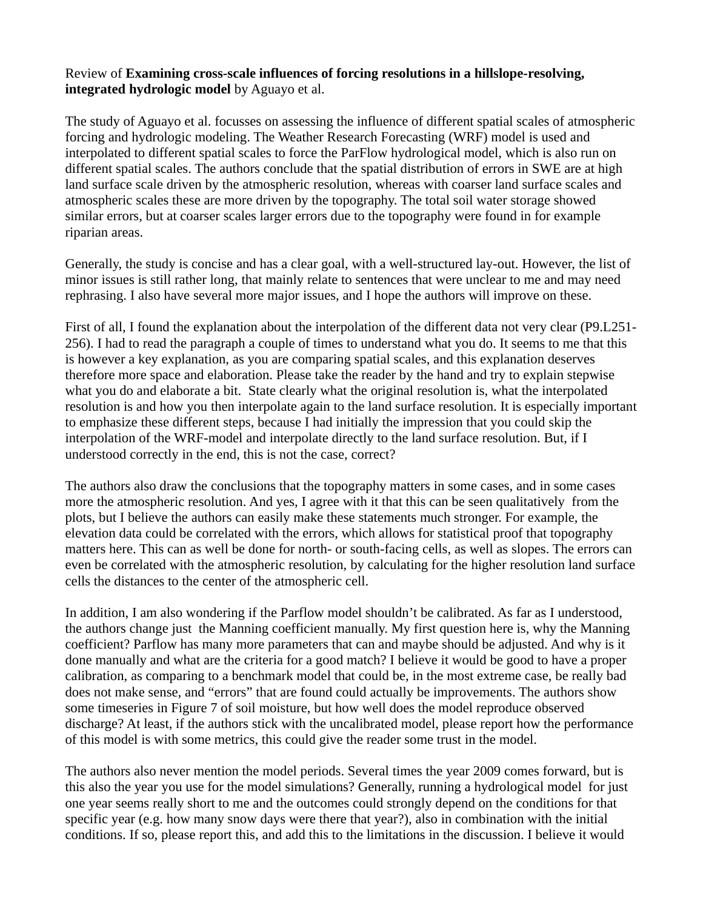Review of **Examining cross-scale influences of forcing resolutions in a hillslope-resolving, integrated hydrologic model** by Aguayo et al.

The study of Aguayo et al. focusses on assessing the influence of different spatial scales of atmospheric forcing and hydrologic modeling. The Weather Research Forecasting (WRF) model is used and interpolated to different spatial scales to force the ParFlow hydrological model, which is also run on different spatial scales. The authors conclude that the spatial distribution of errors in SWE are at high land surface scale driven by the atmospheric resolution, whereas with coarser land surface scales and atmospheric scales these are more driven by the topography. The total soil water storage showed similar errors, but at coarser scales larger errors due to the topography were found in for example riparian areas.

Generally, the study is concise and has a clear goal, with a well-structured lay-out. However, the list of minor issues is still rather long, that mainly relate to sentences that were unclear to me and may need rephrasing. I also have several more major issues, and I hope the authors will improve on these.

First of all, I found the explanation about the interpolation of the different data not very clear (P9.L251-256). I had to read the paragraph a couple of times to understand what you do. It seems to me that this is however a key explanation, as you are comparing spatial scales, and this explanation deserves therefore more space and elaboration. Please take the reader by the hand and try to explain stepwise what you do and elaborate a bit.  State clearly what the original resolution is, what the interpolated resolution is and how you then interpolate again to the land surface resolution. It is especially important to emphasize these different steps, because I had initially the impression that you could skip the interpolation of the WRF-model and interpolate directly to the land surface resolution. But, if I understood correctly in the end, this is not the case, correct?

The authors also draw the conclusions that the topography matters in some cases, and in some cases more the atmospheric resolution. And yes, I agree with it that this can be seen qualitatively  from the plots, but I believe the authors can easily make these statements much stronger. For example, the elevation data could be correlated with the errors, which allows for statistical proof that topography matters here. This can as well be done for north- or south-facing cells, as well as slopes. The errors can even be correlated with the atmospheric resolution, by calculating for the higher resolution land surface cells the distances to the center of the atmospheric cell.

In addition, I am also wondering if the Parflow model shouldn't be calibrated. As far as I understood, the authors change just  the Manning coefficient manually. My first question here is, why the Manning coefficient? Parflow has many more parameters that can and maybe should be adjusted. And why is it done manually and what are the criteria for a good match? I believe it would be good to have a proper calibration, as comparing to a benchmark model that could be, in the most extreme case, be really bad does not make sense, and "errors" that are found could actually be improvements. The authors show some timeseries in Figure 7 of soil moisture, but how well does the model reproduce observed discharge? At least, if the authors stick with the uncalibrated model, please report how the performance of this model is with some metrics, this could give the reader some trust in the model.

The authors also never mention the model periods. Several times the year 2009 comes forward, but is this also the year you use for the model simulations? Generally, running a hydrological model  for just one year seems really short to me and the outcomes could strongly depend on the conditions for that specific year (e.g. how many snow days were there that year?), also in combination with the initial conditions. If so, please report this, and add this to the limitations in the discussion. I believe it would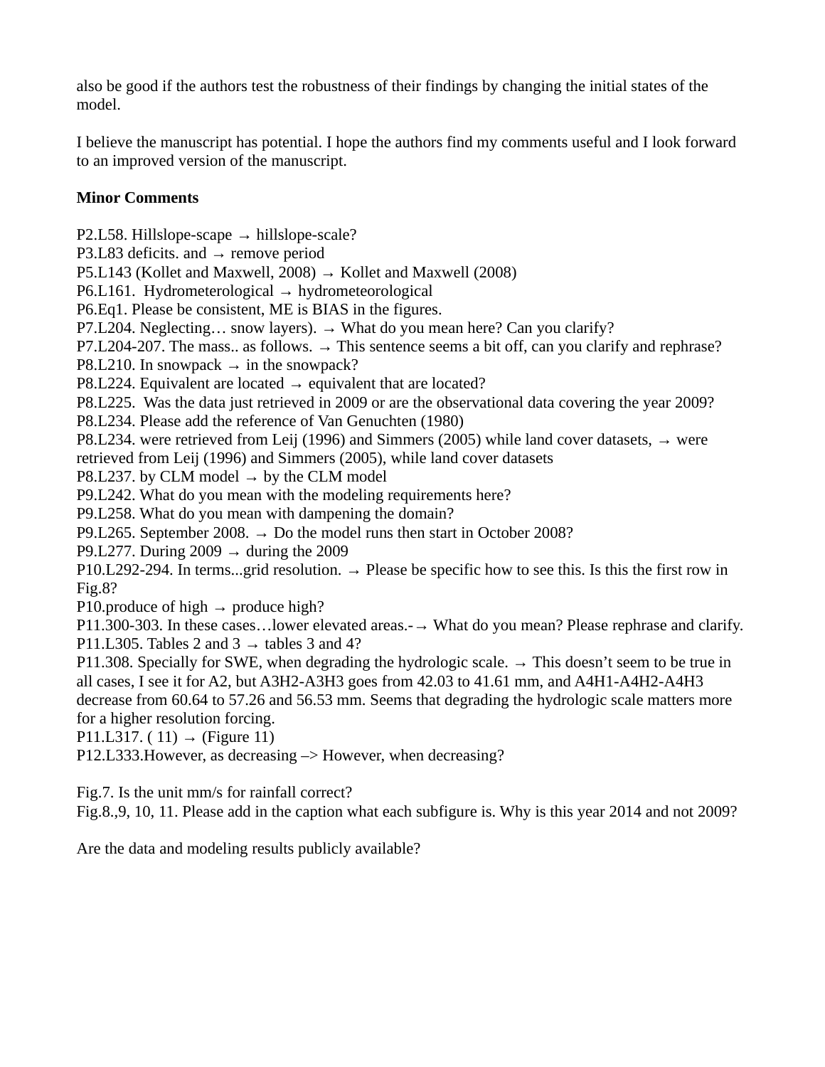also be good if the authors test the robustness of their findings by changing the initial states of the model.

I believe the manuscript has potential. I hope the authors find my comments useful and I look forward to an improved version of the manuscript.

**Minor Comments**

P2.L58. Hillslope-scape → hillslope-scale?
P3.L83 deficits. and → remove period
P5.L143 (Kollet and Maxwell, 2008) → Kollet and Maxwell (2008)
P6.L161. Hydrometerological → hydrometeorological
P6.Eq1. Please be consistent, ME is BIAS in the figures.
P7.L204. Neglecting… snow layers). → What do you mean here? Can you clarify?
P7.L204-207. The mass.. as follows. → This sentence seems a bit off, can you clarify and rephrase?
P8.L210. In snowpack → in the snowpack?
P8.L224. Equivalent are located → equivalent that are located?
P8.L225. Was the data just retrieved in 2009 or are the observational data covering the year 2009?
P8.L234. Please add the reference of Van Genuchten (1980)
P8.L234. were retrieved from Leij (1996) and Simmers (2005) while land cover datasets, → were retrieved from Leij (1996) and Simmers (2005), while land cover datasets
P8.L237. by CLM model → by the CLM model
P9.L242. What do you mean with the modeling requirements here?
P9.L258. What do you mean with dampening the domain?
P9.L265. September 2008. → Do the model runs then start in October 2008?
P9.L277. During 2009 → during the 2009
P10.L292-294. In terms...grid resolution. → Please be specific how to see this. Is this the first row in Fig.8?
P10.produce of high → produce high?
P11.300-303. In these cases…lower elevated areas.-→ What do you mean? Please rephrase and clarify.
P11.L305. Tables 2 and 3 → tables 3 and 4?
P11.308. Specially for SWE, when degrading the hydrologic scale. → This doesn't seem to be true in all cases, I see it for A2, but A3H2-A3H3 goes from 42.03 to 41.61 mm, and A4H1-A4H2-A4H3 decrease from 60.64 to 57.26 and 56.53 mm. Seems that degrading the hydrologic scale matters more for a higher resolution forcing.
P11.L317. ( 11) → (Figure 11)
P12.L333.However, as decreasing –> However, when decreasing?

Fig.7. Is the unit mm/s for rainfall correct?
Fig.8.,9, 10, 11. Please add in the caption what each subfigure is. Why is this year 2014 and not 2009?

Are the data and modeling results publicly available?